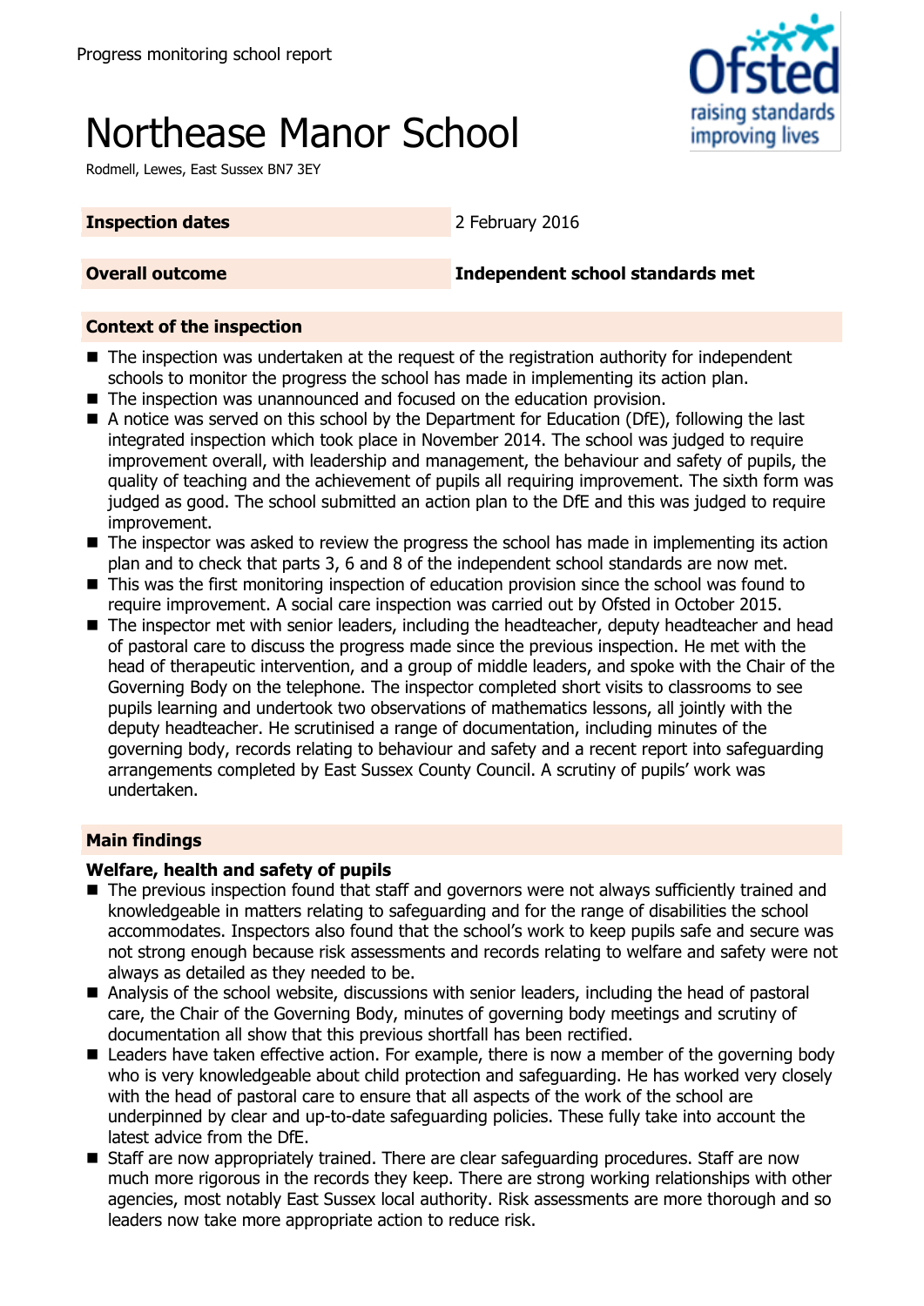Progress monitoring school report

# Northease Manor School

Rodmell, Lewes, East Sussex BN7 3EY

| **Inspection dates** | 2 February 2016 |
| --- | --- |
| **Overall outcome** | **Independent school standards met** |

## Context of the inspection

- The inspection was undertaken at the request of the registration authority for independent schools to monitor the progress the school has made in implementing its action plan.
- The inspection was unannounced and focused on the education provision.
- A notice was served on this school by the Department for Education (DfE), following the last integrated inspection which took place in November 2014. The school was judged to require improvement overall, with leadership and management, the behaviour and safety of pupils, the quality of teaching and the achievement of pupils all requiring improvement. The sixth form was judged as good. The school submitted an action plan to the DfE and this was judged to require improvement.
- The inspector was asked to review the progress the school has made in implementing its action plan and to check that parts 3, 6 and 8 of the independent school standards are now met.
- This was the first monitoring inspection of education provision since the school was found to require improvement. A social care inspection was carried out by Ofsted in October 2015.
- The inspector met with senior leaders, including the headteacher, deputy headteacher and head of pastoral care to discuss the progress made since the previous inspection. He met with the head of therapeutic intervention, and a group of middle leaders, and spoke with the Chair of the Governing Body on the telephone. The inspector completed short visits to classrooms to see pupils learning and undertook two observations of mathematics lessons, all jointly with the deputy headteacher. He scrutinised a range of documentation, including minutes of the governing body, records relating to behaviour and safety and a recent report into safeguarding arrangements completed by East Sussex County Council. A scrutiny of pupils' work was undertaken.

## Main findings

### Welfare, health and safety of pupils

- The previous inspection found that staff and governors were not always sufficiently trained and knowledgeable in matters relating to safeguarding and for the range of disabilities the school accommodates. Inspectors also found that the school's work to keep pupils safe and secure was not strong enough because risk assessments and records relating to welfare and safety were not always as detailed as they needed to be.
- Analysis of the school website, discussions with senior leaders, including the head of pastoral care, the Chair of the Governing Body, minutes of governing body meetings and scrutiny of documentation all show that this previous shortfall has been rectified.
- Leaders have taken effective action. For example, there is now a member of the governing body who is very knowledgeable about child protection and safeguarding. He has worked very closely with the head of pastoral care to ensure that all aspects of the work of the school are underpinned by clear and up-to-date safeguarding policies. These fully take into account the latest advice from the DfE.
- Staff are now appropriately trained. There are clear safeguarding procedures. Staff are now much more rigorous in the records they keep. There are strong working relationships with other agencies, most notably East Sussex local authority. Risk assessments are more thorough and so leaders now take more appropriate action to reduce risk.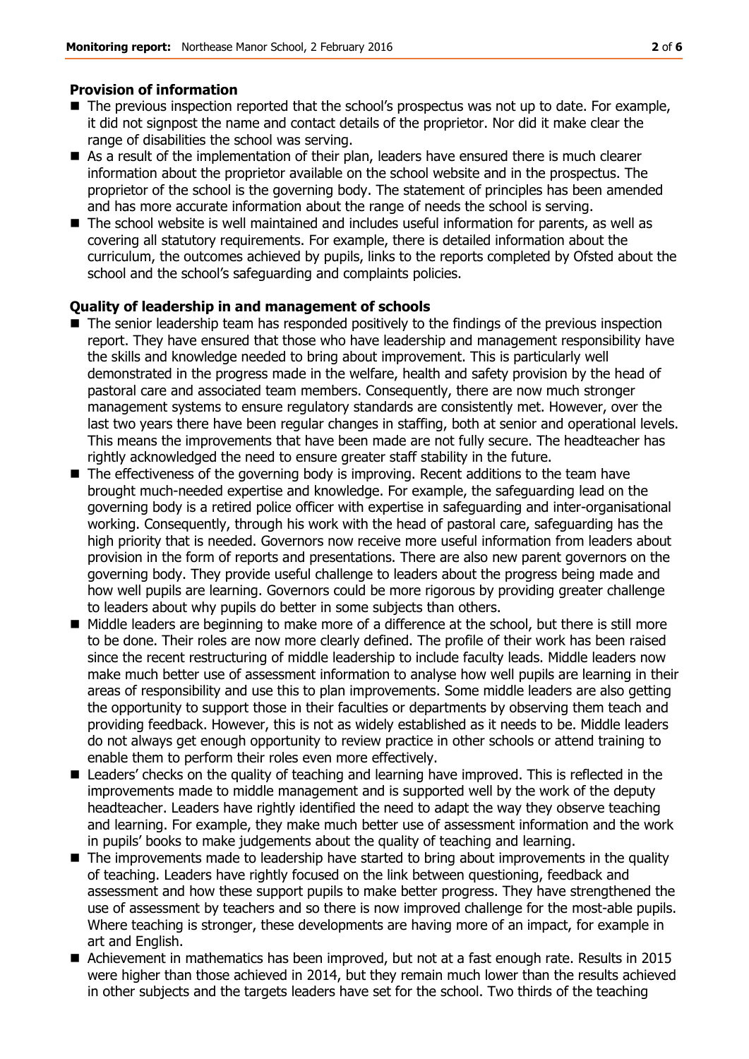**Provision of information**

- The previous inspection reported that the school's prospectus was not up to date. For example, it did not signpost the name and contact details of the proprietor. Nor did it make clear the range of disabilities the school was serving.
- As a result of the implementation of their plan, leaders have ensured there is much clearer information about the proprietor available on the school website and in the prospectus. The proprietor of the school is the governing body. The statement of principles has been amended and has more accurate information about the range of needs the school is serving.
- The school website is well maintained and includes useful information for parents, as well as covering all statutory requirements. For example, there is detailed information about the curriculum, the outcomes achieved by pupils, links to the reports completed by Ofsted about the school and the school's safeguarding and complaints policies.

**Quality of leadership in and management of schools**

- The senior leadership team has responded positively to the findings of the previous inspection report. They have ensured that those who have leadership and management responsibility have the skills and knowledge needed to bring about improvement. This is particularly well demonstrated in the progress made in the welfare, health and safety provision by the head of pastoral care and associated team members. Consequently, there are now much stronger management systems to ensure regulatory standards are consistently met. However, over the last two years there have been regular changes in staffing, both at senior and operational levels. This means the improvements that have been made are not fully secure. The headteacher has rightly acknowledged the need to ensure greater staff stability in the future.
- The effectiveness of the governing body is improving. Recent additions to the team have brought much-needed expertise and knowledge. For example, the safeguarding lead on the governing body is a retired police officer with expertise in safeguarding and inter-organisational working. Consequently, through his work with the head of pastoral care, safeguarding has the high priority that is needed. Governors now receive more useful information from leaders about provision in the form of reports and presentations. There are also new parent governors on the governing body. They provide useful challenge to leaders about the progress being made and how well pupils are learning. Governors could be more rigorous by providing greater challenge to leaders about why pupils do better in some subjects than others.
- Middle leaders are beginning to make more of a difference at the school, but there is still more to be done. Their roles are now more clearly defined. The profile of their work has been raised since the recent restructuring of middle leadership to include faculty leads. Middle leaders now make much better use of assessment information to analyse how well pupils are learning in their areas of responsibility and use this to plan improvements. Some middle leaders are also getting the opportunity to support those in their faculties or departments by observing them teach and providing feedback. However, this is not as widely established as it needs to be. Middle leaders do not always get enough opportunity to review practice in other schools or attend training to enable them to perform their roles even more effectively.
- Leaders' checks on the quality of teaching and learning have improved. This is reflected in the improvements made to middle management and is supported well by the work of the deputy headteacher. Leaders have rightly identified the need to adapt the way they observe teaching and learning. For example, they make much better use of assessment information and the work in pupils' books to make judgements about the quality of teaching and learning.
- The improvements made to leadership have started to bring about improvements in the quality of teaching. Leaders have rightly focused on the link between questioning, feedback and assessment and how these support pupils to make better progress. They have strengthened the use of assessment by teachers and so there is now improved challenge for the most-able pupils. Where teaching is stronger, these developments are having more of an impact, for example in art and English.
- Achievement in mathematics has been improved, but not at a fast enough rate. Results in 2015 were higher than those achieved in 2014, but they remain much lower than the results achieved in other subjects and the targets leaders have set for the school. Two thirds of the teaching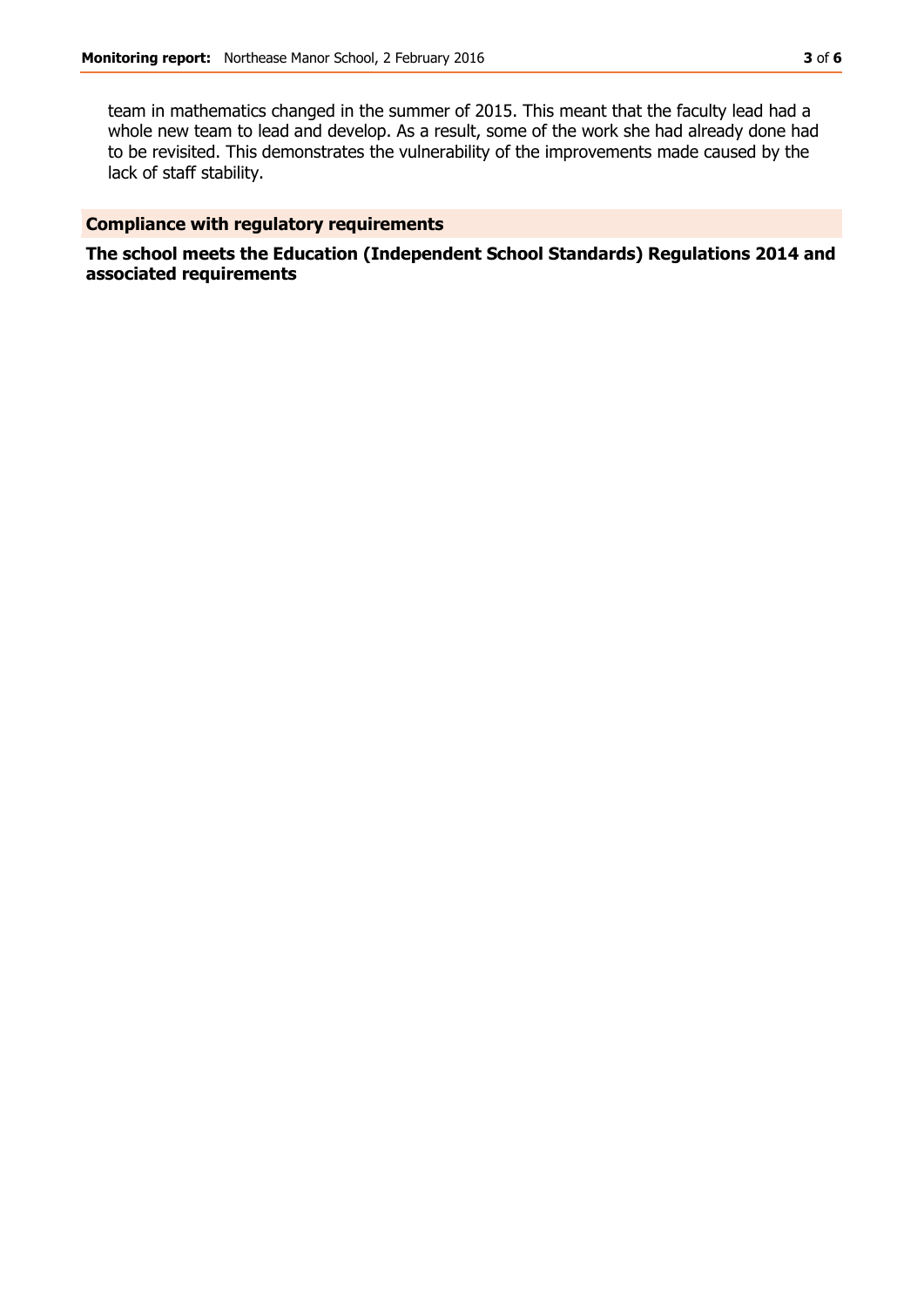team in mathematics changed in the summer of 2015. This meant that the faculty lead had a whole new team to lead and develop. As a result, some of the work she had already done had to be revisited. This demonstrates the vulnerability of the improvements made caused by the lack of staff stability.

## Compliance with regulatory requirements

**The school meets the Education (Independent School Standards) Regulations 2014 and associated requirements**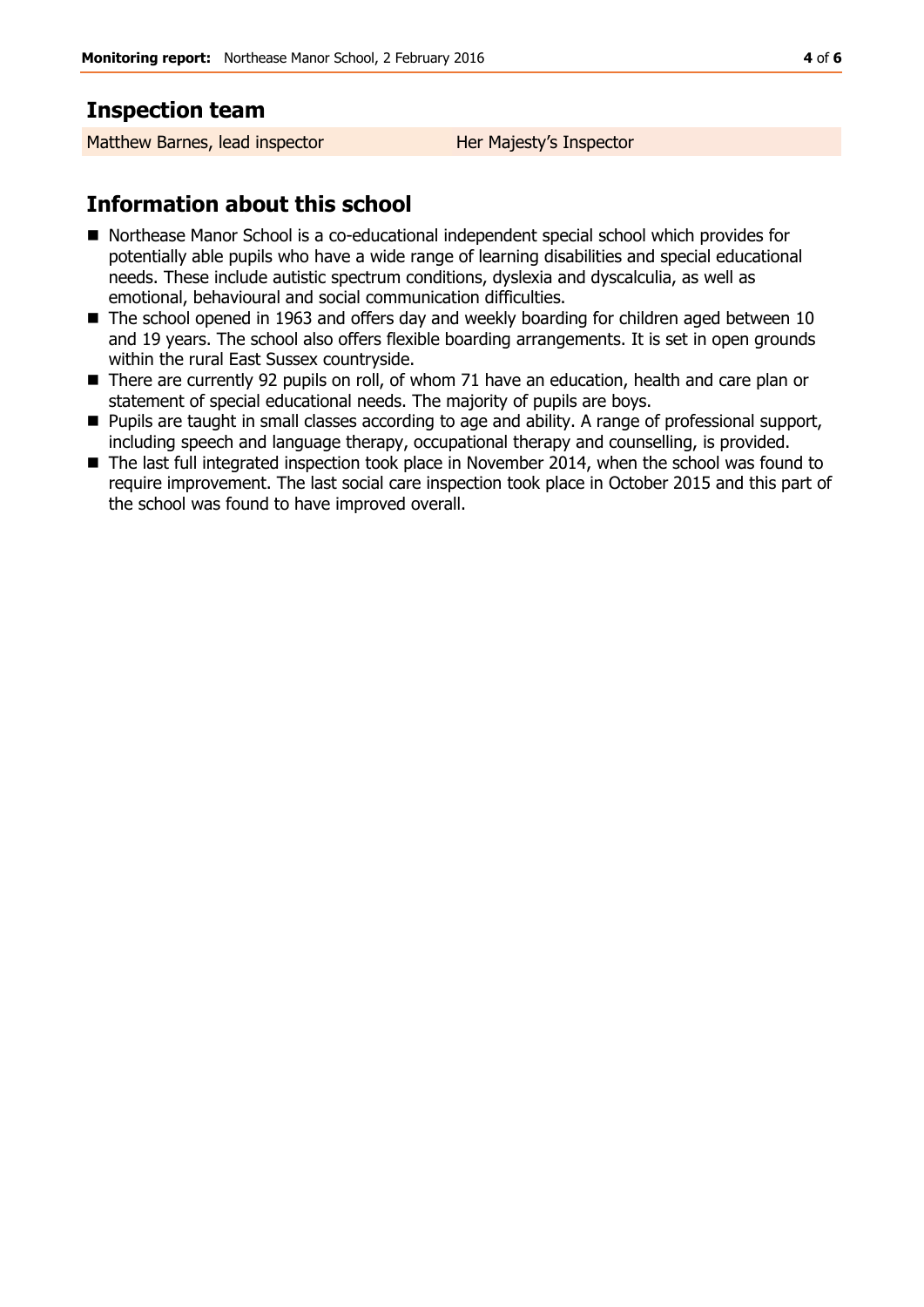## Inspection team

| Matthew Barnes, lead inspector | Her Majesty's Inspector |
|---|---|

## Information about this school

- Northease Manor School is a co-educational independent special school which provides for potentially able pupils who have a wide range of learning disabilities and special educational needs. These include autistic spectrum conditions, dyslexia and dyscalculia, as well as emotional, behavioural and social communication difficulties.
- The school opened in 1963 and offers day and weekly boarding for children aged between 10 and 19 years. The school also offers flexible boarding arrangements. It is set in open grounds within the rural East Sussex countryside.
- There are currently 92 pupils on roll, of whom 71 have an education, health and care plan or statement of special educational needs. The majority of pupils are boys.
- Pupils are taught in small classes according to age and ability. A range of professional support, including speech and language therapy, occupational therapy and counselling, is provided.
- The last full integrated inspection took place in November 2014, when the school was found to require improvement. The last social care inspection took place in October 2015 and this part of the school was found to have improved overall.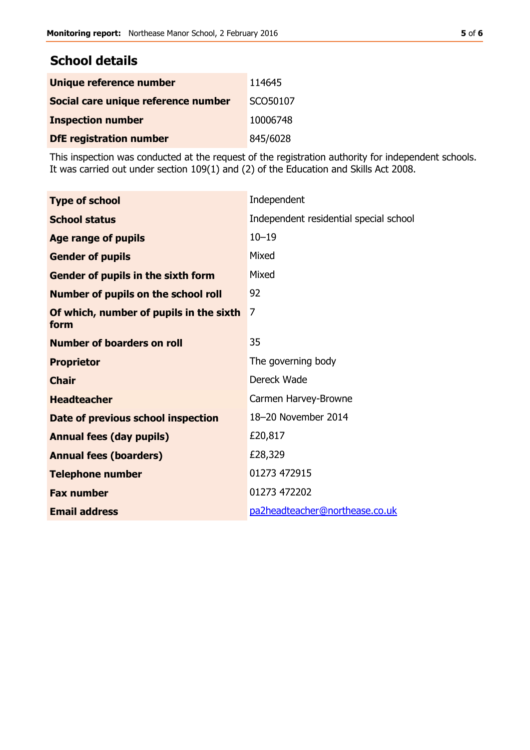## School details

| | |
|---|---|
| **Unique reference number** | 114645 |
| **Social care unique reference number** | SCO50107 |
| **Inspection number** | 10006748 |
| **DfE registration number** | 845/6028 |

This inspection was conducted at the request of the registration authority for independent schools. It was carried out under section 109(1) and (2) of the Education and Skills Act 2008.

| | |
|---|---|
| **Type of school** | Independent |
| **School status** | Independent residential special school |
| **Age range of pupils** | 10–19 |
| **Gender of pupils** | Mixed |
| **Gender of pupils in the sixth form** | Mixed |
| **Number of pupils on the school roll** | 92 |
| **Of which, number of pupils in the sixth form** | 7 |
| **Number of boarders on roll** | 35 |
| **Proprietor** | The governing body |
| **Chair** | Dereck Wade |
| **Headteacher** | Carmen Harvey-Browne |
| **Date of previous school inspection** | 18–20 November 2014 |
| **Annual fees (day pupils)** | £20,817 |
| **Annual fees (boarders)** | £28,329 |
| **Telephone number** | 01273 472915 |
| **Fax number** | 01273 472202 |
| **Email address** | pa2headteacher@northease.co.uk |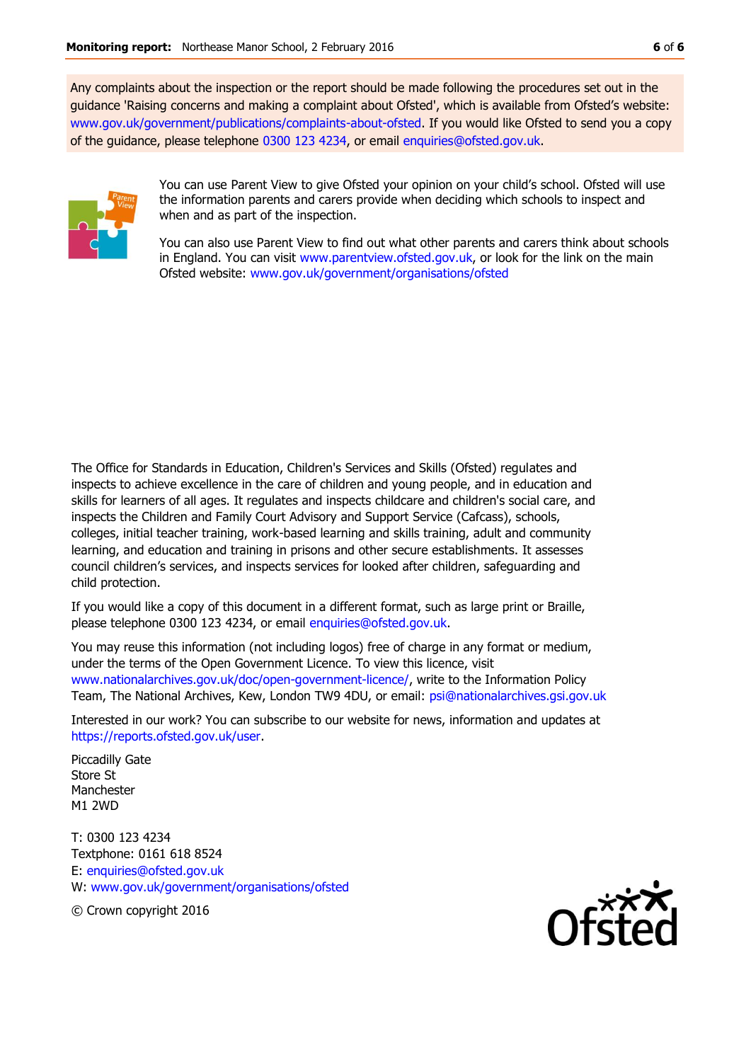Any complaints about the inspection or the report should be made following the procedures set out in the guidance 'Raising concerns and making a complaint about Ofsted', which is available from Ofsted's website: www.gov.uk/government/publications/complaints-about-ofsted. If you would like Ofsted to send you a copy of the guidance, please telephone 0300 123 4234, or email enquiries@ofsted.gov.uk.

You can use Parent View to give Ofsted your opinion on your child's school. Ofsted will use the information parents and carers provide when deciding which schools to inspect and when and as part of the inspection.

You can also use Parent View to find out what other parents and carers think about schools in England. You can visit www.parentview.ofsted.gov.uk, or look for the link on the main Ofsted website: www.gov.uk/government/organisations/ofsted

The Office for Standards in Education, Children's Services and Skills (Ofsted) regulates and inspects to achieve excellence in the care of children and young people, and in education and skills for learners of all ages. It regulates and inspects childcare and children's social care, and inspects the Children and Family Court Advisory and Support Service (Cafcass), schools, colleges, initial teacher training, work-based learning and skills training, adult and community learning, and education and training in prisons and other secure establishments. It assesses council children's services, and inspects services for looked after children, safeguarding and child protection.

If you would like a copy of this document in a different format, such as large print or Braille, please telephone 0300 123 4234, or email enquiries@ofsted.gov.uk.

You may reuse this information (not including logos) free of charge in any format or medium, under the terms of the Open Government Licence. To view this licence, visit www.nationalarchives.gov.uk/doc/open-government-licence/, write to the Information Policy Team, The National Archives, Kew, London TW9 4DU, or email: psi@nationalarchives.gsi.gov.uk

Interested in our work? You can subscribe to our website for news, information and updates at https://reports.ofsted.gov.uk/user.

Piccadilly Gate
Store St
Manchester
M1 2WD

T: 0300 123 4234
Textphone: 0161 618 8524
E: enquiries@ofsted.gov.uk
W: www.gov.uk/government/organisations/ofsted

© Crown copyright 2016